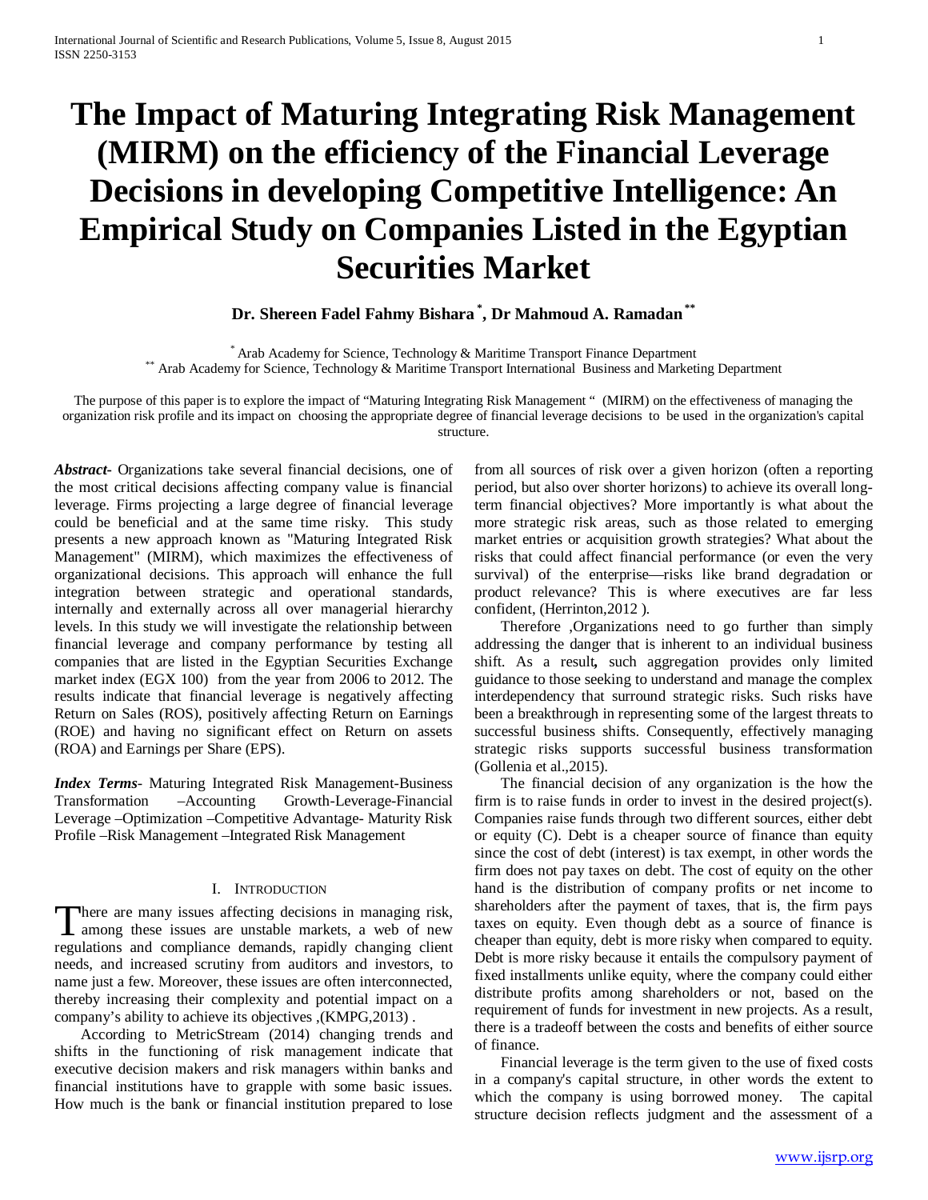# The Impact of Maturing Integrating Risk Management (MIRM) on the efficiency of the Financial Leverage Decisions in developing Competitive Intelligence: An Empirical Study on Companies Listed in the Egyptian Securities Market

**Dr. Shereen Fadel Fahmy Bishara [*], Dr Mahmoud A. Ramadan [**]**

[*] Arab Academy for Science, Technology & Maritime Transport Finance Department
[**] Arab Academy for Science, Technology & Maritime Transport International Business and Marketing Department

The purpose of this paper is to explore the impact of "Maturing Integrating Risk Management " (MIRM) on the effectiveness of managing the organization risk profile and its impact on choosing the appropriate degree of financial leverage decisions to be used in the organization's capital structure.

***Abstract*-** Organizations take several financial decisions, one of the most critical decisions affecting company value is financial leverage. Firms projecting a large degree of financial leverage could be beneficial and at the same time risky. This study presents a new approach known as "Maturing Integrated Risk Management" (MIRM), which maximizes the effectiveness of organizational decisions. This approach will enhance the full integration between strategic and operational standards, internally and externally across all over managerial hierarchy levels. In this study we will investigate the relationship between financial leverage and company performance by testing all companies that are listed in the Egyptian Securities Exchange market index (EGX 100) from the year from 2006 to 2012. The results indicate that financial leverage is negatively affecting Return on Sales (ROS), positively affecting Return on Earnings (ROE) and having no significant effect on Return on assets (ROA) and Earnings per Share (EPS).

***Index Terms*-** Maturing Integrated Risk Management-Business Transformation –Accounting Growth-Leverage-Financial Leverage –Optimization –Competitive Advantage- Maturity Risk Profile –Risk Management –Integrated Risk Management

## I. Introduction

There are many issues affecting decisions in managing risk, among these issues are unstable markets, a web of new regulations and compliance demands, rapidly changing client needs, and increased scrutiny from auditors and investors, to name just a few. Moreover, these issues are often interconnected, thereby increasing their complexity and potential impact on a company's ability to achieve its objectives ,(KMPG,2013) .

According to MetricStream (2014) changing trends and shifts in the functioning of risk management indicate that executive decision makers and risk managers within banks and financial institutions have to grapple with some basic issues. How much is the bank or financial institution prepared to lose from all sources of risk over a given horizon (often a reporting period, but also over shorter horizons) to achieve its overall long-term financial objectives? More importantly is what about the more strategic risk areas, such as those related to emerging market entries or acquisition growth strategies? What about the risks that could affect financial performance (or even the very survival) of the enterprise—risks like brand degradation or product relevance? This is where executives are far less confident, (Herrinton,2012 ).

Therefore ,Organizations need to go further than simply addressing the danger that is inherent to an individual business shift. As a result**,** such aggregation provides only limited guidance to those seeking to understand and manage the complex interdependency that surround strategic risks. Such risks have been a breakthrough in representing some of the largest threats to successful business shifts. Consequently, effectively managing strategic risks supports successful business transformation (Gollenia et al.,2015).

The financial decision of any organization is the how the firm is to raise funds in order to invest in the desired project(s). Companies raise funds through two different sources, either debt or equity (C). Debt is a cheaper source of finance than equity since the cost of debt (interest) is tax exempt, in other words the firm does not pay taxes on debt. The cost of equity on the other hand is the distribution of company profits or net income to shareholders after the payment of taxes, that is, the firm pays taxes on equity. Even though debt as a source of finance is cheaper than equity, debt is more risky when compared to equity. Debt is more risky because it entails the compulsory payment of fixed installments unlike equity, where the company could either distribute profits among shareholders or not, based on the requirement of funds for investment in new projects. As a result, there is a tradeoff between the costs and benefits of either source of finance.

Financial leverage is the term given to the use of fixed costs in a company's capital structure, in other words the extent to which the company is using borrowed money. The capital structure decision reflects judgment and the assessment of a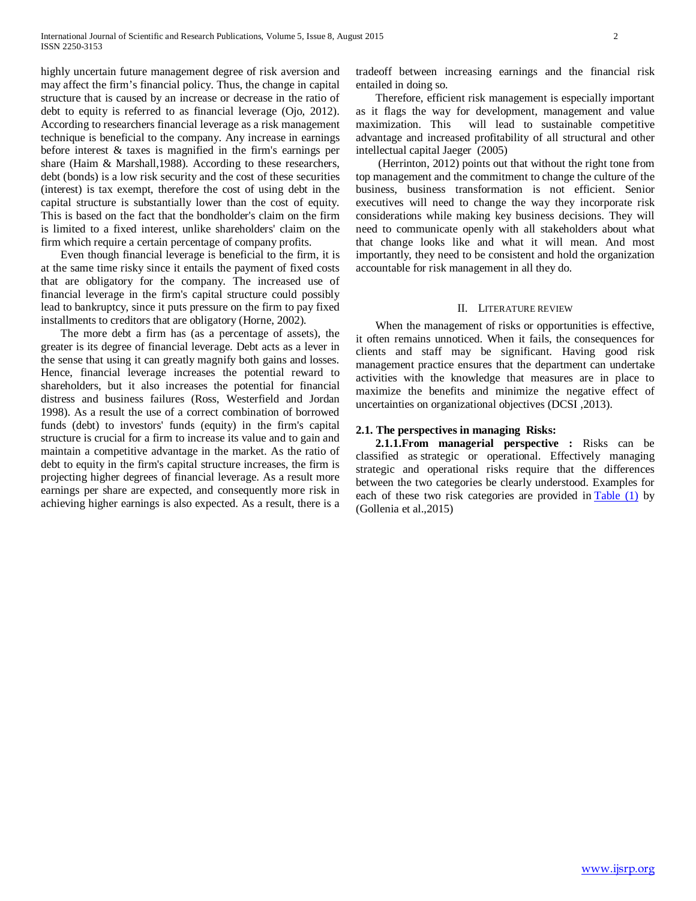highly uncertain future management degree of risk aversion and may affect the firm's financial policy. Thus, the change in capital structure that is caused by an increase or decrease in the ratio of debt to equity is referred to as financial leverage (Ojo, 2012). According to researchers financial leverage as a risk management technique is beneficial to the company. Any increase in earnings before interest & taxes is magnified in the firm's earnings per share (Haim & Marshall,1988). According to these researchers, debt (bonds) is a low risk security and the cost of these securities (interest) is tax exempt, therefore the cost of using debt in the capital structure is substantially lower than the cost of equity. This is based on the fact that the bondholder's claim on the firm is limited to a fixed interest, unlike shareholders' claim on the firm which require a certain percentage of company profits.

Even though financial leverage is beneficial to the firm, it is at the same time risky since it entails the payment of fixed costs that are obligatory for the company. The increased use of financial leverage in the firm's capital structure could possibly lead to bankruptcy, since it puts pressure on the firm to pay fixed installments to creditors that are obligatory (Horne, 2002).

The more debt a firm has (as a percentage of assets), the greater is its degree of financial leverage. Debt acts as a lever in the sense that using it can greatly magnify both gains and losses. Hence, financial leverage increases the potential reward to shareholders, but it also increases the potential for financial distress and business failures (Ross, Westerfield and Jordan 1998). As a result the use of a correct combination of borrowed funds (debt) to investors' funds (equity) in the firm's capital structure is crucial for a firm to increase its value and to gain and maintain a competitive advantage in the market. As the ratio of debt to equity in the firm's capital structure increases, the firm is projecting higher degrees of financial leverage. As a result more earnings per share are expected, and consequently more risk in achieving higher earnings is also expected. As a result, there is a tradeoff between increasing earnings and the financial risk entailed in doing so.

Therefore, efficient risk management is especially important as it flags the way for development, management and value maximization. This will lead to sustainable competitive advantage and increased profitability of all structural and other intellectual capital Jaeger (2005)

(Herrinton, 2012) points out that without the right tone from top management and the commitment to change the culture of the business, business transformation is not efficient. Senior executives will need to change the way they incorporate risk considerations while making key business decisions. They will need to communicate openly with all stakeholders about what that change looks like and what it will mean. And most importantly, they need to be consistent and hold the organization accountable for risk management in all they do.

## II. Literature review

When the management of risks or opportunities is effective, it often remains unnoticed. When it fails, the consequences for clients and staff may be significant. Having good risk management practice ensures that the department can undertake activities with the knowledge that measures are in place to maximize the benefits and minimize the negative effect of uncertainties on organizational objectives (DCSI ,2013).

### 2.1. The perspectives in managing Risks:

**2.1.1.From managerial perspective :** Risks can be classified as strategic or operational. Effectively managing strategic and operational risks require that the differences between the two categories be clearly understood. Examples for each of these two risk categories are provided in Table (1) by (Gollenia et al.,2015)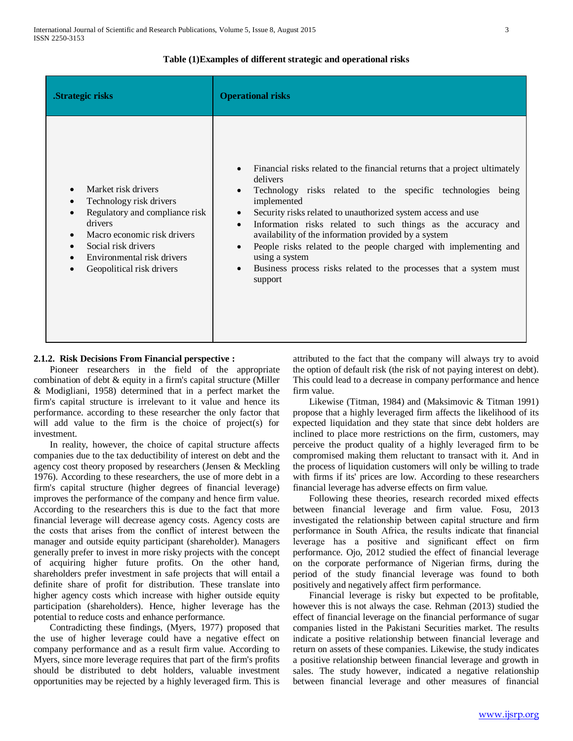**Table (1)Examples of different strategic and operational risks**

| .Strategic risks | Operational risks |
|---|---|
| • Market risk drivers<br>• Technology risk drivers<br>• Regulatory and compliance risk drivers<br>• Macro economic risk drivers<br>• Social risk drivers<br>• Environmental risk drivers<br>• Geopolitical risk drivers | • Financial risks related to the financial returns that a project ultimately delivers<br>• Technology risks related to the specific technologies being implemented<br>• Security risks related to unauthorized system access and use<br>• Information risks related to such things as the accuracy and availability of the information provided by a system<br>• People risks related to the people charged with implementing and using a system<br>• Business process risks related to the processes that a system must support |

### 2.1.2. Risk Decisions From Financial perspective :

Pioneer researchers in the field of the appropriate combination of debt & equity in a firm's capital structure (Miller & Modigliani, 1958) determined that in a perfect market the firm's capital structure is irrelevant to it value and hence its performance. according to these researcher the only factor that will add value to the firm is the choice of project(s) for investment.

In reality, however, the choice of capital structure affects companies due to the tax deductibility of interest on debt and the agency cost theory proposed by researchers (Jensen & Meckling 1976). According to these researchers, the use of more debt in a firm's capital structure (higher degrees of financial leverage) improves the performance of the company and hence firm value. According to the researchers this is due to the fact that more financial leverage will decrease agency costs. Agency costs are the costs that arises from the conflict of interest between the manager and outside equity participant (shareholder). Managers generally prefer to invest in more risky projects with the concept of acquiring higher future profits. On the other hand, shareholders prefer investment in safe projects that will entail a definite share of profit for distribution. These translate into higher agency costs which increase with higher outside equity participation (shareholders). Hence, higher leverage has the potential to reduce costs and enhance performance.

Contradicting these findings, (Myers, 1977) proposed that the use of higher leverage could have a negative effect on company performance and as a result firm value. According to Myers, since more leverage requires that part of the firm's profits should be distributed to debt holders, valuable investment opportunities may be rejected by a highly leveraged firm. This is attributed to the fact that the company will always try to avoid the option of default risk (the risk of not paying interest on debt). This could lead to a decrease in company performance and hence firm value.

Likewise (Titman, 1984) and (Maksimovic & Titman 1991) propose that a highly leveraged firm affects the likelihood of its expected liquidation and they state that since debt holders are inclined to place more restrictions on the firm, customers, may perceive the product quality of a highly leveraged firm to be compromised making them reluctant to transact with it. And in the process of liquidation customers will only be willing to trade with firms if its' prices are low. According to these researchers financial leverage has adverse effects on firm value.

Following these theories, research recorded mixed effects between financial leverage and firm value. Fosu, 2013 investigated the relationship between capital structure and firm performance in South Africa, the results indicate that financial leverage has a positive and significant effect on firm performance. Ojo, 2012 studied the effect of financial leverage on the corporate performance of Nigerian firms, during the period of the study financial leverage was found to both positively and negatively affect firm performance.

Financial leverage is risky but expected to be profitable, however this is not always the case. Rehman (2013) studied the effect of financial leverage on the financial performance of sugar companies listed in the Pakistani Securities market. The results indicate a positive relationship between financial leverage and return on assets of these companies. Likewise, the study indicates a positive relationship between financial leverage and growth in sales. The study however, indicated a negative relationship between financial leverage and other measures of financial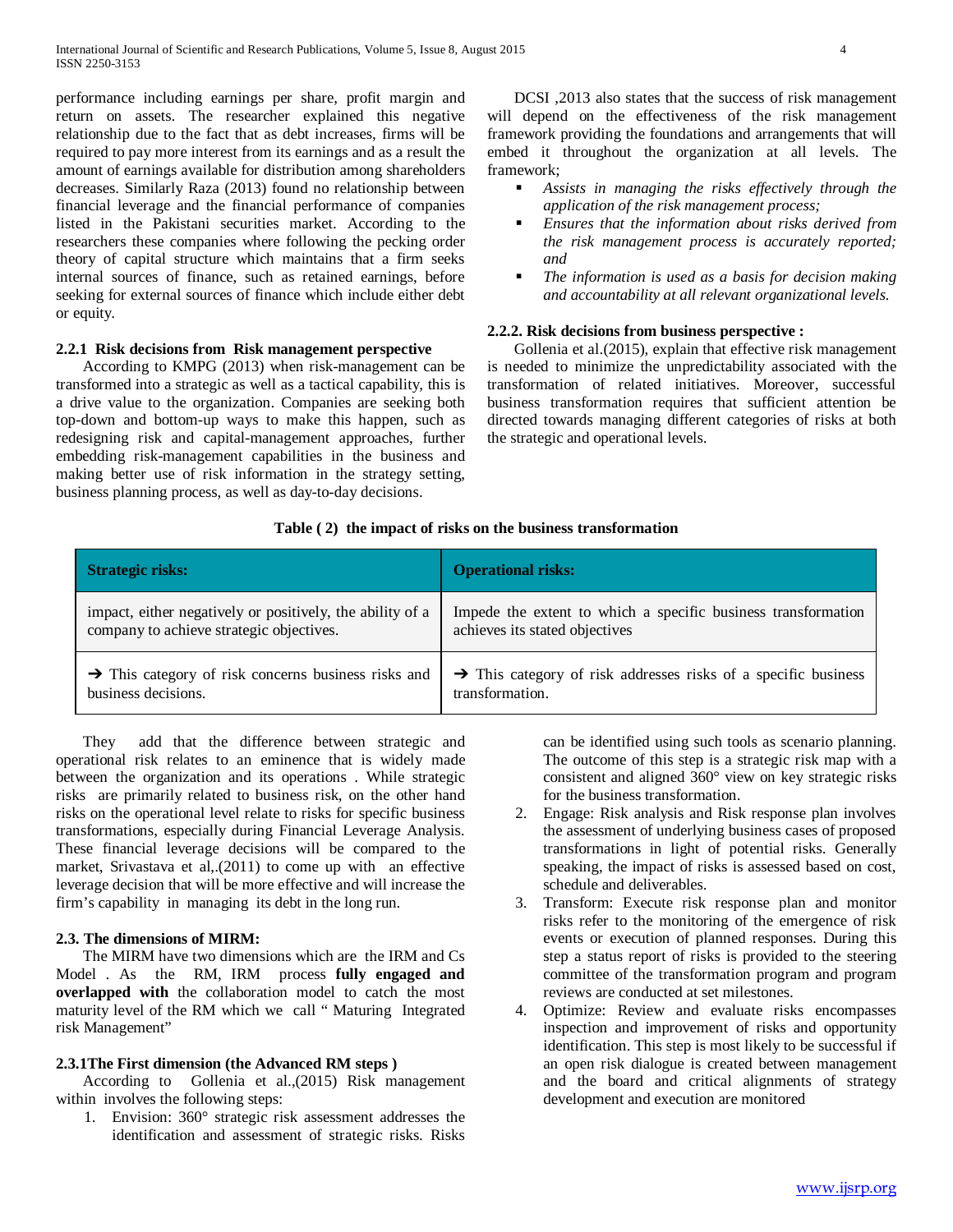performance including earnings per share, profit margin and return on assets. The researcher explained this negative relationship due to the fact that as debt increases, firms will be required to pay more interest from its earnings and as a result the amount of earnings available for distribution among shareholders decreases. Similary Raza (2013) found no relationship between financial leverage and the financial performance of companies listed in the Pakistani securities market. According to the researchers these companies where following the pecking order theory of capital structure which maintains that a firm seeks internal sources of finance, such as retained earnings, before seeking for external sources of finance which include either debt or equity.

### 2.2.1 Risk decisions from Risk management perspective

According to KMPG (2013) when risk-management can be transformed into a strategic as well as a tactical capability, this is a drive value to the organization. Companies are seeking both top-down and bottom-up ways to make this happen, such as redesigning risk and capital-management approaches, further embedding risk-management capabilities in the business and making better use of risk information in the strategy setting, business planning process, as well as day-to-day decisions.

DCSI ,2013 also states that the success of risk management will depend on the effectiveness of the risk management framework providing the foundations and arrangements that will embed it throughout the organization at all levels. The framework;

- *Assists in managing the risks effectively through the application of the risk management process;*
- *Ensures that the information about risks derived from the risk management process is accurately reported; and*
- *The information is used as a basis for decision making and accountability at all relevant organizational levels.*

### 2.2.2. Risk decisions from business perspective :

Gollenia et al.(2015), explain that effective risk management is needed to minimize the unpredictability associated with the transformation of related initiatives. Moreover, successful business transformation requires that sufficient attention be directed towards managing different categories of risks at both the strategic and operational levels.

**Table ( 2) the impact of risks on the business transformation**

| **Strategic risks:** | **Operational risks:** |
|---|---|
| impact, either negatively or positively, the ability of a company to achieve strategic objectives. | Impede the extent to which a specific business transformation achieves its stated objectives |
| ➔ This category of risk concerns business risks and business decisions. | ➔ This category of risk addresses risks of a specific business transformation. |

They add that the difference between strategic and operational risk relates to an eminence that is widely made between the organization and its operations . While strategic risks are primarily related to business risk, on the other hand risks on the operational level relate to risks for specific business transformations, especially during Financial Leverage Analysis. These financial leverage decisions will be compared to the market, Srivastava et al,.(2011) to come up with an effective leverage decision that will be more effective and will increase the firm's capability in managing its debt in the long run.

### 2.3. The dimensions of MIRM:

The MIRM have two dimensions which are the IRM and Cs Model . As the RM, IRM process **fully engaged and overlapped with** the collaboration model to catch the most maturity level of the RM which we call " Maturing Integrated risk Management"

### 2.3.1The First dimension (the Advanced RM steps )

According to Gollenia et al.,(2015) Risk management within involves the following steps:

1. Envision: 360° strategic risk assessment addresses the identification and assessment of strategic risks. Risks can be identified using such tools as scenario planning. The outcome of this step is a strategic risk map with a consistent and aligned 360° view on key strategic risks for the business transformation.
2. Engage: Risk analysis and Risk response plan involves the assessment of underlying business cases of proposed transformations in light of potential risks. Generally speaking, the impact of risks is assessed based on cost, schedule and deliverables.
3. Transform: Execute risk response plan and monitor risks refer to the monitoring of the emergence of risk events or execution of planned responses. During this step a status report of risks is provided to the steering committee of the transformation program and program reviews are conducted at set milestones.
4. Optimize: Review and evaluate risks encompasses inspection and improvement of risks and opportunity identification. This step is most likely to be successful if an open risk dialogue is created between management and the board and critical alignments of strategy development and execution are monitored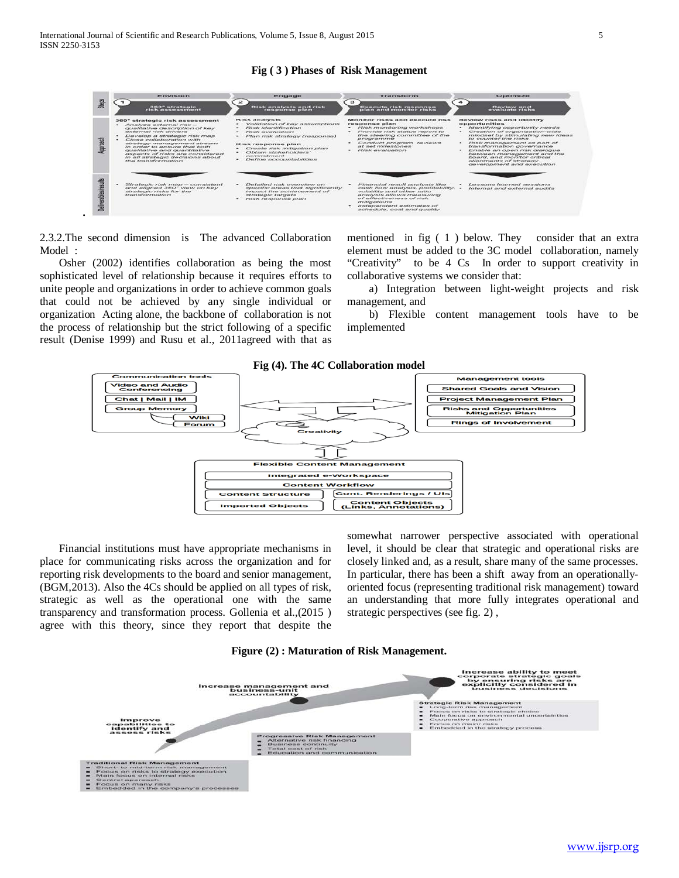**Fig ( 3 ) Phases of Risk Management**

| Steps | 1 Envision: 360° strategic risk assessment | 2 Engage: Risk analysis and risk response plan | 3 Transform: Execute risk response plan and monitor risks | 4 Optimize: Review and evaluate risks |
| --- | --- | --- | --- | --- |
| Approach | 360° strategic risk assessment<br>• Analyze external risk – qualitative description of key external risk drivers<br>• Develop a strategic risk map<br>• Close collaboration with strategy management stream in order to ensure that both qualitative and quantitative aspects of risks are considered in all strategic decisions about the transformation | Risk analysis<br>• Validation of key assumptions<br>• Risk identification<br>• Risk evaluation<br>• Plan risk strategy (response)<br>Risk response plan<br>• Create risk mitigation plan<br>• Obtain stakeholders' commitment<br>• Define accountabilities | Monitor risks and execute risk response plan<br>• Risk monitoring workshops<br>• Provide risk status report to the steering committee of the programme<br>• Conduct program reviews at set milestones<br>• Risk evaluation | Review risks and identify opportunities<br>• Identifying opportunity needs<br>• Creation of organization-wide mindset by stimulating new ideas to counter the risks<br>• Risk management as part of transformation governance<br>• Enable an open risk dialogue between management and the board, and monitor critical alignments of strategy development and execution |
| Deliverables/results | • Strategic risk map — consistent and aligned 360° view on key strategic risks for the transformation | • Detailed risk overview on specific areas that significantly impact the achievement of strategic targets<br>• Risk response plan | • Financial result analysis like cash flow analysis, profitability, volatility and other ratio analysis allows measuring of effectiveness of risk mitigations<br>• Independent estimates of schedule, cost and quality | • Lessons learned sessions<br>• Internal and external audits |

2.3.2.The second dimension is The advanced Collaboration Model :

Osher (2002) identifies collaboration as being the most sophisticated level of relationship because it requires efforts to unite people and organizations in order to achieve common goals that could not be achieved by any single individual or organization Acting alone, the backbone of collaboration is not the process of relationship but the strict following of a specific result (Denise 1999) and Rusu et al., 2011agreed with that as mentioned in fig ( 1 ) below. They consider that an extra element must be added to the 3C model collaboration, namely "Creativity" to be 4 Cs In order to support creativity in collaborative systems we consider that:

a) Integration between light-weight projects and risk management, and

b) Flexible content management tools have to be implemented

**Fig (4). The 4C Collaboration model**

Communication tools: Video and Audio Conferencing; Chat | Mail | IM; Group Memory; Wiki; Forum

Management tools: Shared Goals and Vision; Project Management Plan; Risks and Opportunities Mitigation Plan; Rings of Involvement

Creativity

Flexible Content Management: Integrated e-Workspace; Content Workflow; Content Structure; Cont. Renderings / UIs; Imported Objects; Content Objects (Links, Annotations)

Financial institutions must have appropriate mechanisms in place for communicating risks across the organization and for reporting risk developments to the board and senior management, (BGM,2013). Also the 4Cs should be applied on all types of risk, strategic as well as the operational one with the same transparency and transformation process. Gollenia et al.,(2015 ) agree with this theory, since they report that despite the somewhat narrower perspective associated with operational level, it should be clear that strategic and operational risks are closely linked and, as a result, share many of the same processes. In particular, there has been a shift away from an operationally-oriented focus (representing traditional risk management) toward an understanding that more fully integrates operational and strategic perspectives (see fig. 2) ,

**Figure (2) : Maturation of Risk Management.**

Improve capabilities to identify and assess risks → Increase management and business-unit accountability → Increase ability to meet corporate strategic goals by ensuring risks are explicitly considered in business decisions

Traditional Risk Management
- Short- to mid-term risk management
- Focus on risks to strategy execution
- Main focus on internal risks
- Control approach
- Focus on many risks
- Embedded in the company's processes

Progressive Risk Management
- Alternative risk financing
- Business continuity
- Total cost of risk
- Education and communication

Strategic Risk Management
- Long-term risk management
- Focus on risks to strategic choice
- Main focus on environmental uncertainties
- Cooperative approach
- Focus on major risks
- Embedded in the strategy process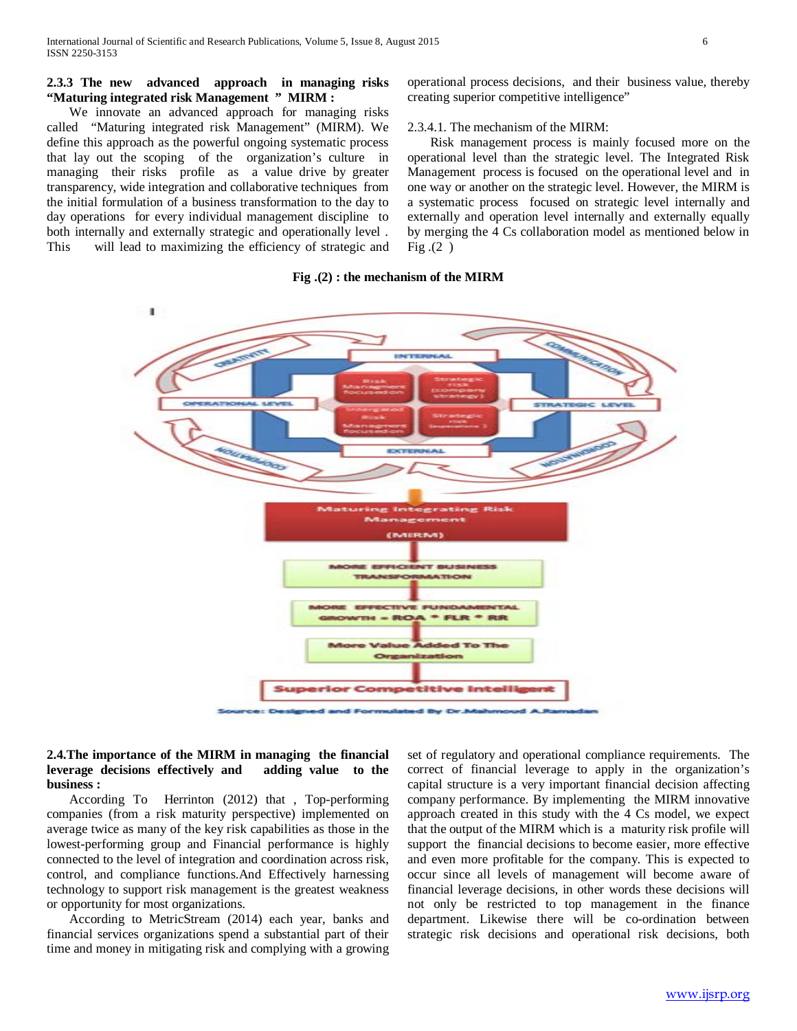### 2.3.3 The new advanced approach in managing risks "Maturing integrated risk Management " MIRM :

We innovate an advanced approach for managing risks called "Maturing integrated risk Management" (MIRM). We define this approach as the powerful ongoing systematic process that lay out the scoping of the organization's culture in managing their risks profile as a value drive by greater transparency, wide integration and collaborative techniques from the initial formulation of a business transformation to the day to day operations for every individual management discipline to both internally and externally strategic and operationally level . This will lead to maximizing the efficiency of strategic and operational process decisions, and their business value, thereby creating superior competitive intelligence"

2.3.4.1. The mechanism of the MIRM:

Risk management process is mainly focused more on the operational level than the strategic level. The Integrated Risk Management process is focused on the operational level and in one way or another on the strategic level. However, the MIRM is a systematic process focused on strategic level internally and externally and operation level internally and externally equally by merging the 4 Cs collaboration model as mentioned below in Fig .(2 )

**Fig .(2) : the mechanism of the MIRM**

Source: Designed and Formulated By Dr.Mahmoud A.Ramadan

### 2.4.The importance of the MIRM in managing the financial leverage decisions effectively and adding value to the business :

According To Herrinton (2012) that , Top-performing companies (from a risk maturity perspective) implemented on average twice as many of the key risk capabilities as those in the lowest-performing group and Financial performance is highly connected to the level of integration and coordination across risk, control, and compliance functions.And Effectively harnessing technology to support risk management is the greatest weakness or opportunity for most organizations.

According to MetricStream (2014) each year, banks and financial services organizations spend a substantial part of their time and money in mitigating risk and complying with a growing set of regulatory and operational compliance requirements. The correct of financial leverage to apply in the organization's capital structure is a very important financial decision affecting company performance. By implementing the MIRM innovative approach created in this study with the 4 Cs model, we expect that the output of the MIRM which is a maturity risk profile will support the financial decisions to become easier, more effective and even more profitable for the company. This is expected to occur since all levels of management will become aware of financial leverage decisions, in other words these decisions will not only be restricted to top management in the finance department. Likewise there will be co-ordination between strategic risk decisions and operational risk decisions, both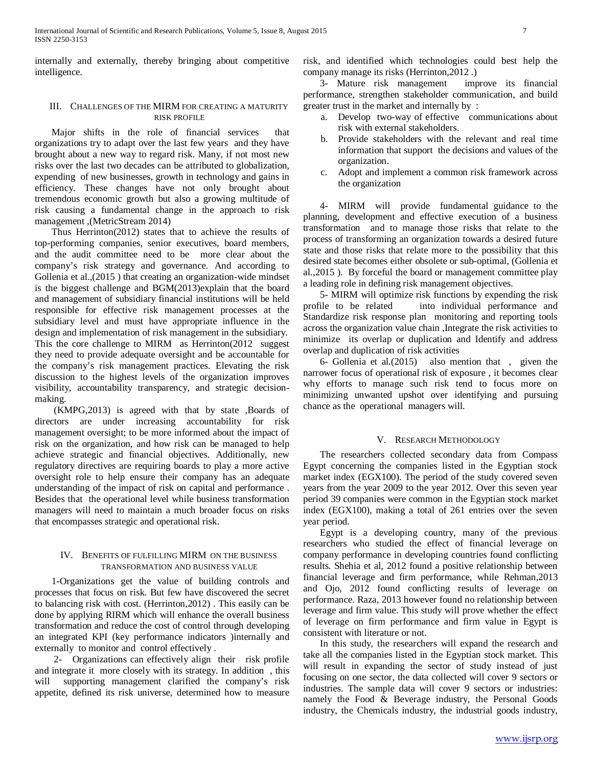internally and externally, thereby bringing about competitive intelligence.

## III. Challenges of the MIRM for Creating a Maturity Risk Profile

Major shifts in the role of financial services that organizations try to adapt over the last few years and they have brought about a new way to regard risk. Many, if not most new risks over the last two decades can be attributed to globalization, expending of new businesses, growth in technology and gains in efficiency. These changes have not only brought about tremendous economic growth but also a growing multitude of risk causing a fundamental change in the approach to risk management ,(MetricStream 2014)

Thus Herrinton(2012) states that to achieve the results of top-performing companies, senior executives, board members, and the audit committee need to be more clear about the company's risk strategy and governance. And according to Gollenia et al.,(2015 ) that creating an organization-wide mindset is the biggest challenge and BGM(2013)explain that the board and management of subsidiary financial institutions will be held responsible for effective risk management processes at the subsidiary level and must have appropriate influence in the design and implementation of risk management in the subsidiary. This the core challenge to MIRM as Herrinton(2012 suggest they need to provide adequate oversight and be accountable for the company's risk management practices. Elevating the risk discussion to the highest levels of the organization improves visibility, accountability transparency, and strategic decision-making.

(KMPG,2013) is agreed with that by state ,Boards of directors are under increasing accountability for risk management oversight; to be more informed about the impact of risk on the organization, and how risk can be managed to help achieve strategic and financial objectives. Additionally, new regulatory directives are requiring boards to play a more active oversight role to help ensure their company has an adequate understanding of the impact of risk on capital and performance . Besides that the operational level while business transformation managers will need to maintain a much broader focus on risks that encompasses strategic and operational risk.

## IV. Benefits of Fulfilling MIRM on the Business Transformation and Business Value

1-Organizations get the value of building controls and processes that focus on risk. But few have discovered the secret to balancing risk with cost. (Herrinton,2012) . This easily can be done by applying RIRM which will enhance the overall business transformation and reduce the cost of control through developing an integrated KPI (key performance indicators )internally and externally to monitor and control effectively .

2- Organizations can effectively align their risk profile and integrate it more closely with its strategy. In addition , this will supporting management clarified the company's risk appetite, defined its risk universe, determined how to measure risk, and identified which technologies could best help the company manage its risks (Herrinton,2012 .)

3- Mature risk management improve its financial performance, strengthen stakeholder communication, and build greater trust in the market and internally by :

a. Develop two-way of effective communications about risk with external stakeholders.
b. Provide stakeholders with the relevant and real time information that support the decisions and values of the organization.
c. Adopt and implement a common risk framework across the organization

4- MIRM will provide fundamental guidance to the planning, development and effective execution of a business transformation and to manage those risks that relate to the process of transforming an organization towards a desired future state and those risks that relate more to the possibility that this desired state becomes either obsolete or sub-optimal, (Gollenia et al.,2015 ). By forceful the board or management committee play a leading role in defining risk management objectives.

5- MIRM will optimize risk functions by expending the risk profile to be related into individual performance and Standardize risk response plan monitoring and reporting tools across the organization value chain ,Integrate the risk activities to minimize its overlap or duplication and Identify and address overlap and duplication of risk activities

6- Gollenia et al.(2015) also mention that , given the narrower focus of operational risk of exposure , it becomes clear why efforts to manage such risk tend to focus more on minimizing unwanted upshot over identifying and pursuing chance as the operational managers will.

## V. Research Methodology

The researchers collected secondary data from Compass Egypt concerning the companies listed in the Egyptian stock market index (EGX100). The period of the study covered seven years from the year 2009 to the year 2012. Over this seven year period 39 companies were common in the Egyptian stock market index (EGX100), making a total of 261 entries over the seven year period.

Egypt is a developing country, many of the previous researchers who studied the effect of financial leverage on company performance in developing countries found conflicting results. Shehia et al, 2012 found a positive relationship between financial leverage and firm performance, while Rehman,2013 and Ojo, 2012 found conflicting results of leverage on performance. Raza, 2013 however found no relationship between leverage and firm value. This study will prove whether the effect of leverage on firm performance and firm value in Egypt is consistent with literature or not.

In this study, the researchers will expand the research and take all the companies listed in the Egyptian stock market. This will result in expanding the sector of study instead of just focusing on one sector, the data collected will cover 9 sectors or industries. The sample data will cover 9 sectors or industries: namely the Food & Beverage industry, the Personal Goods industry, the Chemicals industry, the industrial goods industry,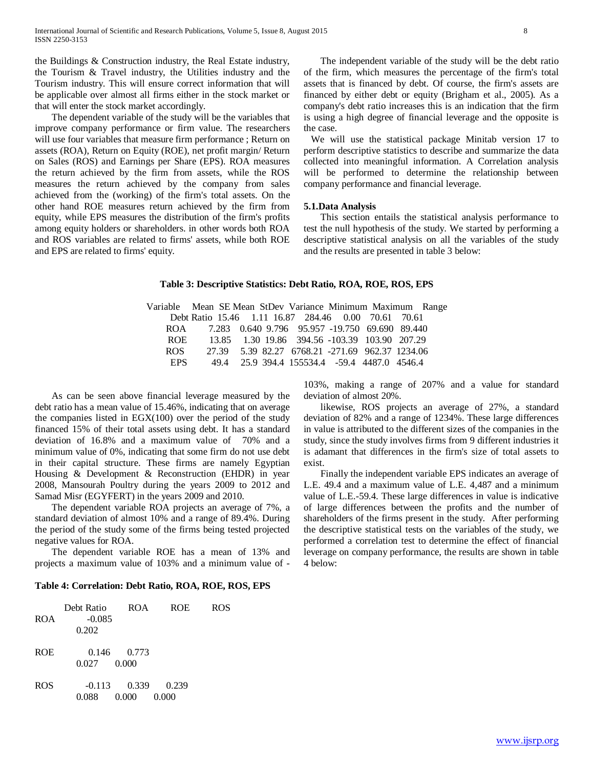the Buildings & Construction industry, the Real Estate industry, the Tourism & Travel industry, the Utilities industry and the Tourism industry. This will ensure correct information that will be applicable over almost all firms either in the stock market or that will enter the stock market accordingly.

The dependent variable of the study will be the variables that improve company performance or firm value. The researchers will use four variables that measure firm performance ; Return on assets (ROA), Return on Equity (ROE), net profit margin/ Return on Sales (ROS) and Earnings per Share (EPS). ROA measures the return achieved by the firm from assets, while the ROS measures the return achieved by the company from sales achieved from the (working) of the firm's total assets. On the other hand ROE measures return achieved by the firm from equity, while EPS measures the distribution of the firm's profits among equity holders or shareholders. in other words both ROA and ROS variables are related to firms' assets, while both ROE and EPS are related to firms' equity.

The independent variable of the study will be the debt ratio of the firm, which measures the percentage of the firm's total assets that is financed by debt. Of course, the firm's assets are financed by either debt or equity (Brigham et al., 2005). As a company's debt ratio increases this is an indication that the firm is using a high degree of financial leverage and the opposite is the case.

We will use the statistical package Minitab version 17 to perform descriptive statistics to describe and summarize the data collected into meaningful information. A Correlation analysis will be performed to determine the relationship between company performance and financial leverage.

### 5.1.Data Analysis

This section entails the statistical analysis performance to test the null hypothesis of the study. We started by performing a descriptive statistical analysis on all the variables of the study and the results are presented in table 3 below:

**Table 3: Descriptive Statistics: Debt Ratio, ROA, ROE, ROS, EPS**

| Variable | Mean | SE Mean | StDev | Variance | Minimum | Maximum | Range |
|---|---|---|---|---|---|---|---|
| Debt Ratio | 15.46 | 1.11 | 16.87 | 284.46 | 0.00 | 70.61 | 70.61 |
| ROA | 7.283 | 0.640 | 9.796 | 95.957 | -19.750 | 69.690 | 89.440 |
| ROE | 13.85 | 1.30 | 19.86 | 394.56 | -103.39 | 103.90 | 207.29 |
| ROS | 27.39 | 5.39 | 82.27 | 6768.21 | -271.69 | 962.37 | 1234.06 |
| EPS | 49.4 | 25.9 | 394.4 | 155534.4 | -59.4 | 4487.0 | 4546.4 |

As can be seen above financial leverage measured by the debt ratio has a mean value of 15.46%, indicating that on average the companies listed in EGX(100) over the period of the study financed 15% of their total assets using debt. It has a standard deviation of 16.8% and a maximum value of 70% and a minimum value of 0%, indicating that some firm do not use debt in their capital structure. These firms are namely Egyptian Housing & Development & Reconstruction (EHDR) in year 2008, Mansourah Poultry during the years 2009 to 2012 and Samad Misr (EGYFERT) in the years 2009 and 2010.

The dependent variable ROA projects an average of 7%, a standard deviation of almost 10% and a range of 89.4%. During the period of the study some of the firms being tested projected negative values for ROA.

The dependent variable ROE has a mean of 13% and projects a maximum value of 103% and a minimum value of -103%, making a range of 207% and a value for standard deviation of almost 20%.

likewise, ROS projects an average of 27%, a standard deviation of 82% and a range of 1234%. These large differences in value is attributed to the different sizes of the companies in the study, since the study involves firms from 9 different industries it is adamant that differences in the firm's size of total assets to exist.

Finally the independent variable EPS indicates an average of L.E. 49.4 and a maximum value of L.E. 4,487 and a minimum value of L.E.-59.4. These large differences in value is indicative of large differences between the profits and the number of shareholders of the firms present in the study. After performing the descriptive statistical tests on the variables of the study, we performed a correlation test to determine the effect of financial leverage on company performance, the results are shown in table 4 below:

**Table 4: Correlation: Debt Ratio, ROA, ROE, ROS, EPS**

| | Debt Ratio | ROA | ROE | ROS |
|---|---|---|---|---|
| ROA | -0.085<br>0.202 | | | |
| ROE | 0.146<br>0.027 | 0.773<br>0.000 | | |
| ROS | -0.113<br>0.088 | 0.339<br>0.000 | 0.239<br>0.000 | |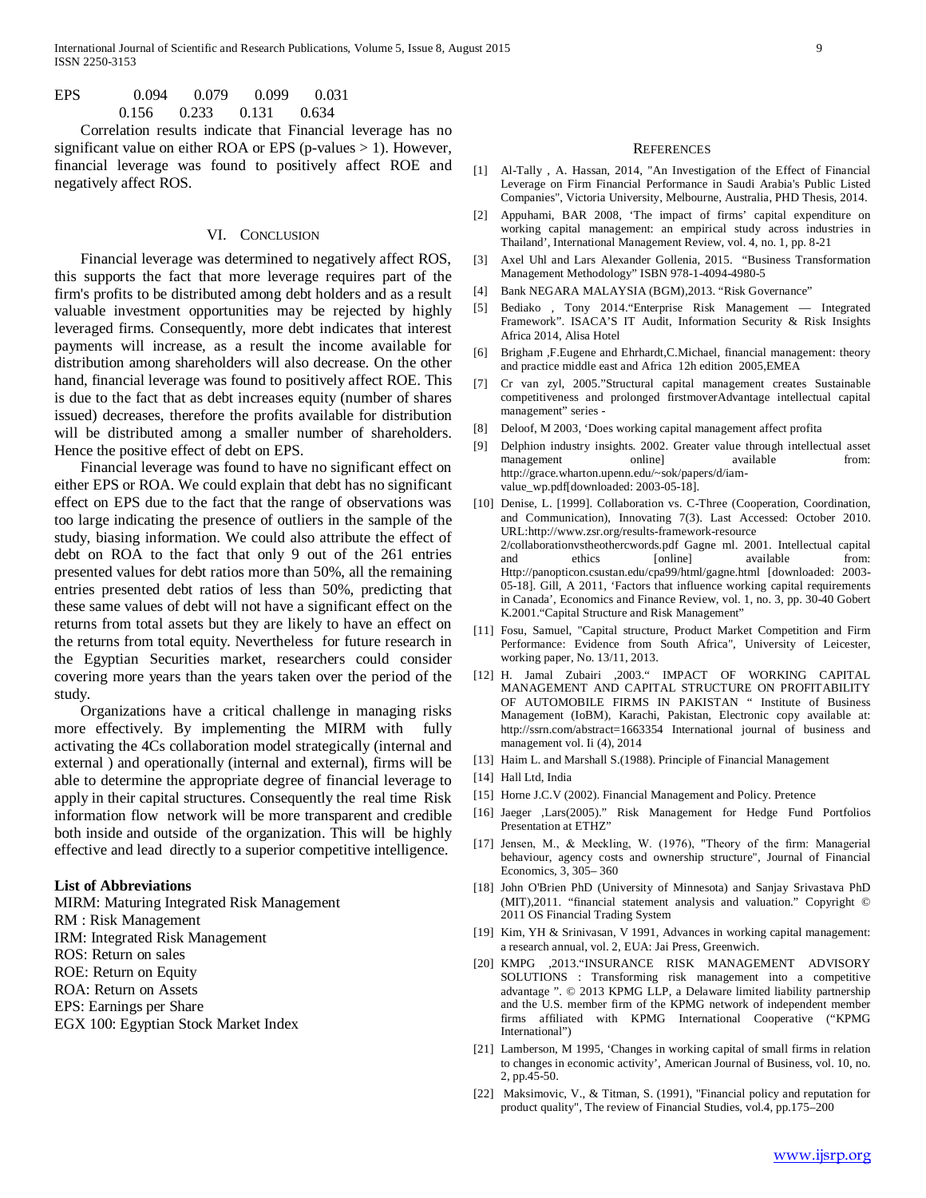| EPS | 0.094 | 0.079 | 0.099 | 0.031 |
|---|---|---|---|---|
| | 0.156 | 0.233 | 0.131 | 0.634 |

Correlation results indicate that Financial leverage has no significant value on either ROA or EPS (p-values > 1). However, financial leverage was found to positively affect ROE and negatively affect ROS.

## VI. Conclusion

Financial leverage was determined to negatively affect ROS, this supports the fact that more leverage requires part of the firm's profits to be distributed among debt holders and as a result valuable investment opportunities may be rejected by highly leveraged firms. Consequently, more debt indicates that interest payments will increase, as a result the income available for distribution among shareholders will also decrease. On the other hand, financial leverage was found to positively affect ROE. This is due to the fact that as debt increases equity (number of shares issued) decreases, therefore the profits available for distribution will be distributed among a smaller number of shareholders. Hence the positive effect of debt on EPS.

Financial leverage was found to have no significant effect on either EPS or ROA. We could explain that debt has no significant effect on EPS due to the fact that the range of observations was too large indicating the presence of outliers in the sample of the study, biasing information. We could also attribute the effect of debt on ROA to the fact that only 9 out of the 261 entries presented values for debt ratios more than 50%, all the remaining entries presented debt ratios of less than 50%, predicting that these same values of debt will not have a significant effect on the returns from total assets but they are likely to have an effect on the returns from total equity. Nevertheless for future research in the Egyptian Securities market, researchers could consider covering more years than the years taken over the period of the study.

Organizations have a critical challenge in managing risks more effectively. By implementing the MIRM with fully activating the 4Cs collaboration model strategically (internal and external ) and operationally (internal and external), firms will be able to determine the appropriate degree of financial leverage to apply in their capital structures. Consequently the real time Risk information flow network will be more transparent and credible both inside and outside of the organization. This will be highly effective and lead directly to a superior competitive intelligence.

**List of Abbreviations**

MIRM: Maturing Integrated Risk Management
RM : Risk Management
IRM: Integrated Risk Management
ROS: Return on sales
ROE: Return on Equity
ROA: Return on Assets
EPS: Earnings per Share
EGX 100: Egyptian Stock Market Index

## References

[1] Al-Tally , A. Hassan, 2014, "An Investigation of the Effect of Financial Leverage on Firm Financial Performance in Saudi Arabia's Public Listed Companies", Victoria University, Melbourne, Australia, PHD Thesis, 2014.

[2] Appuhami, BAR 2008, 'The impact of firms' capital expenditure on working capital management: an empirical study across industries in Thailand', International Management Review, vol. 4, no. 1, pp. 8-21

[3] Axel Uhl and Lars Alexander Gollenia, 2015. "Business Transformation Management Methodology" ISBN 978-1-4094-4980-5

[4] Bank NEGARA MALAYSIA (BGM),2013. "Risk Governance"

[5] Bediako , Tony 2014."Enterprise Risk Management — Integrated Framework". ISACA'S IT Audit, Information Security & Risk Insights Africa 2014, Alisa Hotel

[6] Brigham ,F.Eugene and Ehrhardt,C.Michael, financial management: theory and practice middle east and Africa 12h edition 2005,EMEA

[7] Cr van zyl, 2005."Structural capital management creates Sustainable competitiveness and prolonged firstmoverAdvantage intellectual capital management" series -

[8] Deloof, M 2003, 'Does working capital management affect profita

[9] Delphion industry insights. 2002. Greater value through intellectual asset management online] available from: http://grace.wharton.upenn.edu/~sok/papers/d/iam-value_wp.pdf[downloaded: 2003-05-18].

[10] Denise, L. [1999]. Collaboration vs. C-Three (Cooperation, Coordination, and Communication), Innovating 7(3). Last Accessed: October 2010. URL:http://www.zsr.org/results-framework-resource 2/collaborationvstheothercwords.pdf Gagne ml. 2001. Intellectual capital and ethics [online] available from: Http://panopticon.csustan.edu/cpa99/html/gagne.html [downloaded: 2003-05-18]. Gill, A 2011, 'Factors that influence working capital requirements in Canada', Economics and Finance Review, vol. 1, no. 3, pp. 30-40 Gobert K.2001."Capital Structure and Risk Management"

[11] Fosu, Samuel, "Capital structure, Product Market Competition and Firm Performance: Evidence from South Africa", University of Leicester, working paper, No. 13/11, 2013.

[12] H. Jamal Zubairi ,2003." IMPACT OF WORKING CAPITAL MANAGEMENT AND CAPITAL STRUCTURE ON PROFITABILITY OF AUTOMOBILE FIRMS IN PAKISTAN " Institute of Business Management (IoBM), Karachi, Pakistan, Electronic copy available at: http://ssrn.com/abstract=1663354 International journal of business and management vol. Ii (4), 2014

[13] Haim L. and Marshall S.(1988). Principle of Financial Management

[14] Hall Ltd, India

[15] Horne J.C.V (2002). Financial Management and Policy. Pretence

[16] Jaeger ,Lars(2005)." Risk Management for Hedge Fund Portfolios Presentation at ETHZ"

[17] Jensen, M., & Meckling, W. (1976), "Theory of the firm: Managerial behaviour, agency costs and ownership structure", Journal of Financial Economics, 3, 305– 360

[18] John O'Brien PhD (University of Minnesota) and Sanjay Srivastava PhD (MIT),2011. "financial statement analysis and valuation." Copyright © 2011 OS Financial Trading System

[19] Kim, YH & Srinivasan, V 1991, Advances in working capital management: a research annual, vol. 2, EUA: Jai Press, Greenwich.

[20] KMPG ,2013."INSURANCE RISK MANAGEMENT ADVISORY SOLUTIONS : Transforming risk management into a competitive advantage ". © 2013 KPMG LLP, a Delaware limited liability partnership and the U.S. member firm of the KPMG network of independent member firms affiliated with KPMG International Cooperative ("KPMG International")

[21] Lamberson, M 1995, 'Changes in working capital of small firms in relation to changes in economic activity', American Journal of Business, vol. 10, no. 2, pp.45-50.

[22] Maksimovic, V., & Titman, S. (1991), "Financial policy and reputation for product quality", The review of Financial Studies, vol.4, pp.175–200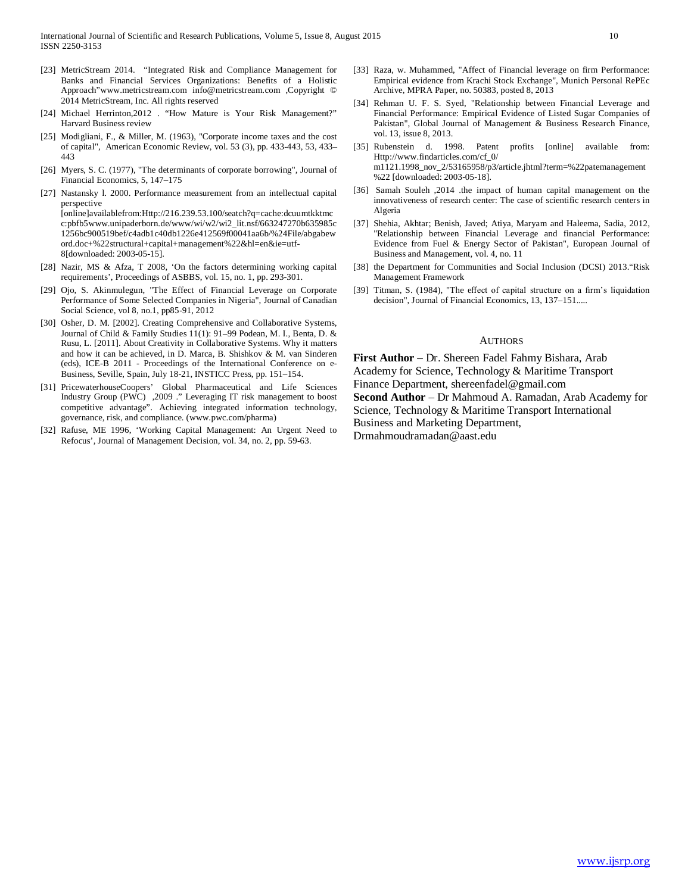[23] MetricStream 2014. "Integrated Risk and Compliance Management for Banks and Financial Services Organizations: Benefits of a Holistic Approach"www.metricstream.com info@metricstream.com ,Copyright © 2014 MetricStream, Inc. All rights reserved

[24] Michael Herrinton,2012 . "How Mature is Your Risk Management?" Harvard Business review

[25] Modigliani, F., & Miller, M. (1963), "Corporate income taxes and the cost of capital", American Economic Review, vol. 53 (3), pp. 433-443, 53, 433–443

[26] Myers, S. C. (1977), "The determinants of corporate borrowing", Journal of Financial Economics, 5, 147–175

[27] Nastansky l. 2000. Performance measurement from an intellectual capital perspective [online]availablefrom:Http://216.239.53.100/seatch?q=cache:dcuumtkktmcc:pbfb5www.unipaderborn.de/www/wi/w2/wi2_lit.nsf/663247270b635985c1256bc900519bef/c4adb1c40db1226e412569f00041aa6b/%24File/abgabeword.doc+%22structural+capital+management%22&hl=en&ie=utf-8[downloaded: 2003-05-15].

[28] Nazir, MS & Afza, T 2008, 'On the factors determining working capital requirements', Proceedings of ASBBS, vol. 15, no. 1, pp. 293-301.

[29] Ojo, S. Akinmulegun, "The Effect of Financial Leverage on Corporate Performance of Some Selected Companies in Nigeria", Journal of Canadian Social Science, vol 8, no.1, pp85-91, 2012

[30] Osher, D. M. [2002]. Creating Comprehensive and Collaborative Systems, Journal of Child & Family Studies 11(1): 91–99 Podean, M. I., Benta, D. & Rusu, L. [2011]. About Creativity in Collaborative Systems. Why it matters and how it can be achieved, in D. Marca, B. Shishkov & M. van Sinderen (eds), ICE-B 2011 - Proceedings of the International Conference on e-Business, Seville, Spain, July 18-21, INSTICC Press, pp. 151–154.

[31] PricewaterhouseCoopers' Global Pharmaceutical and Life Sciences Industry Group (PWC) ,2009 ." Leveraging IT risk management to boost competitive advantage". Achieving integrated information technology, governance, risk, and compliance. (www.pwc.com/pharma)

[32] Rafuse, ME 1996, 'Working Capital Management: An Urgent Need to Refocus', Journal of Management Decision, vol. 34, no. 2, pp. 59-63.

[33] Raza, w. Muhammed, "Affect of Financial leverage on firm Performance: Empirical evidence from Krachi Stock Exchange", Munich Personal RePEc Archive, MPRA Paper, no. 50383, posted 8, 2013

[34] Rehman U. F. S. Syed, "Relationship between Financial Leverage and Financial Performance: Empirical Evidence of Listed Sugar Companies of Pakistan", Global Journal of Management & Business Research Finance, vol. 13, issue 8, 2013.

[35] Rubenstein d. 1998. Patent profits [online] available from: Http://www.findarticles.com/cf_0/m1121.1998_nov_2/53165958/p3/article.jhtml?term=%22patemanagement%22 [downloaded: 2003-05-18].

[36] Samah Souleh ,2014 .the impact of human capital management on the innovativeness of research center: The case of scientific research centers in Algeria

[37] Shehia, Akhtar; Benish, Javed; Atiya, Maryam and Haleema, Sadia, 2012, "Relationship between Financial Leverage and financial Performance: Evidence from Fuel & Energy Sector of Pakistan", European Journal of Business and Management, vol. 4, no. 11

[38] the Department for Communities and Social Inclusion (DCSI) 2013."Risk Management Framework

[39] Titman, S. (1984), "The effect of capital structure on a firm's liquidation decision", Journal of Financial Economics, 13, 137–151.....

## AUTHORS

**First Author** – Dr. Shereen Fadel Fahmy Bishara, Arab Academy for Science, Technology & Maritime Transport Finance Department, shereenfadel@gmail.com

**Second Author** – Dr Mahmoud A. Ramadan, Arab Academy for Science, Technology & Maritime Transport International Business and Marketing Department, Drmahmoudramadan@aast.edu